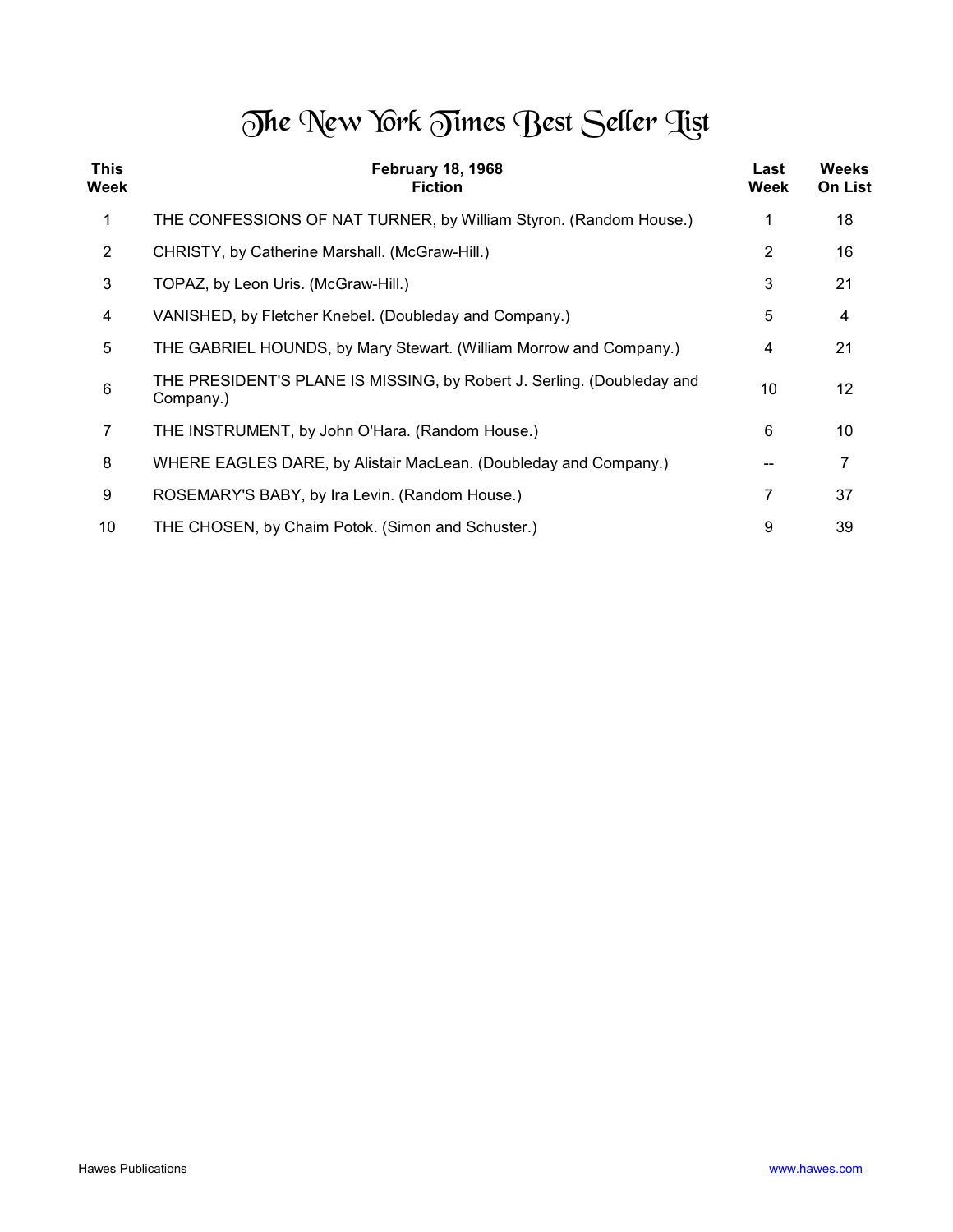# The New York Times Best Seller List

| This Week | February 18, 1968 Fiction | Last Week | Weeks On List |
|---|---|---|---|
| 1 | THE CONFESSIONS OF NAT TURNER, by William Styron. (Random House.) | 1 | 18 |
| 2 | CHRISTY, by Catherine Marshall. (McGraw-Hill.) | 2 | 16 |
| 3 | TOPAZ, by Leon Uris. (McGraw-Hill.) | 3 | 21 |
| 4 | VANISHED, by Fletcher Knebel. (Doubleday and Company.) | 5 | 4 |
| 5 | THE GABRIEL HOUNDS, by Mary Stewart. (William Morrow and Company.) | 4 | 21 |
| 6 | THE PRESIDENT'S PLANE IS MISSING, by Robert J. Serling. (Doubleday and Company.) | 10 | 12 |
| 7 | THE INSTRUMENT, by John O'Hara. (Random House.) | 6 | 10 |
| 8 | WHERE EAGLES DARE, by Alistair MacLean. (Doubleday and Company.) | -- | 7 |
| 9 | ROSEMARY'S BABY, by Ira Levin. (Random House.) | 7 | 37 |
| 10 | THE CHOSEN, by Chaim Potok. (Simon and Schuster.) | 9 | 39 |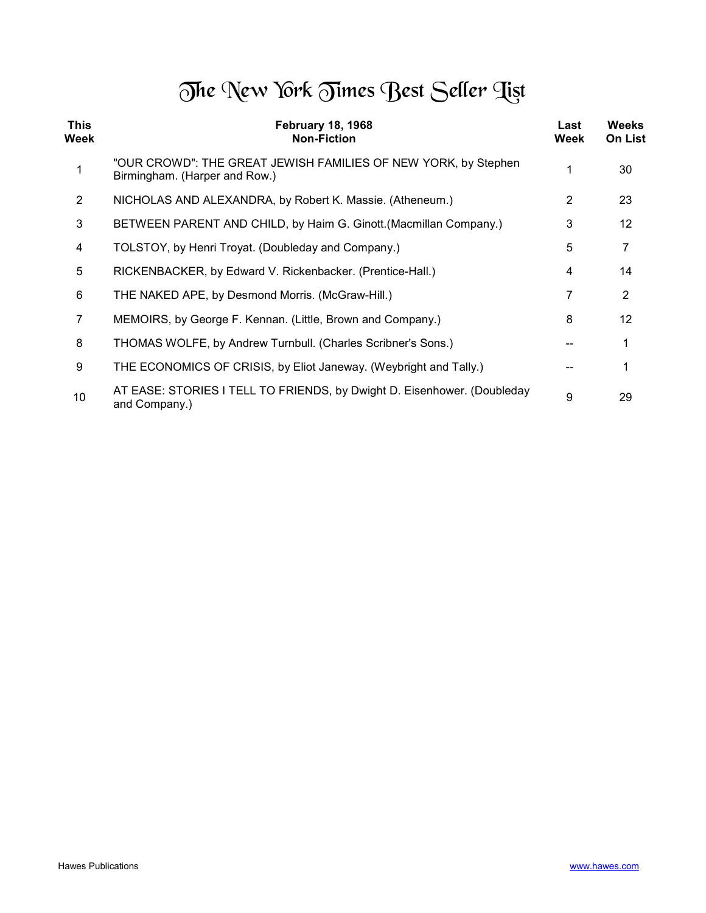# The New York Times Best Seller List

| This Week | February 18, 1968<br>Non-Fiction | Last Week | Weeks On List |
|---|---|---|---|
| 1 | "OUR CROWD": THE GREAT JEWISH FAMILIES OF NEW YORK, by Stephen Birmingham. (Harper and Row.) | 1 | 30 |
| 2 | NICHOLAS AND ALEXANDRA, by Robert K. Massie. (Atheneum.) | 2 | 23 |
| 3 | BETWEEN PARENT AND CHILD, by Haim G. Ginott.(Macmillan Company.) | 3 | 12 |
| 4 | TOLSTOY, by Henri Troyat. (Doubleday and Company.) | 5 | 7 |
| 5 | RICKENBACKER, by Edward V. Rickenbacker. (Prentice-Hall.) | 4 | 14 |
| 6 | THE NAKED APE, by Desmond Morris. (McGraw-Hill.) | 7 | 2 |
| 7 | MEMOIRS, by George F. Kennan. (Little, Brown and Company.) | 8 | 12 |
| 8 | THOMAS WOLFE, by Andrew Turnbull. (Charles Scribner's Sons.) | -- | 1 |
| 9 | THE ECONOMICS OF CRISIS, by Eliot Janeway. (Weybright and Tally.) | -- | 1 |
| 10 | AT EASE: STORIES I TELL TO FRIENDS, by Dwight D. Eisenhower. (Doubleday and Company.) | 9 | 29 |

Hawes Publications www.hawes.com